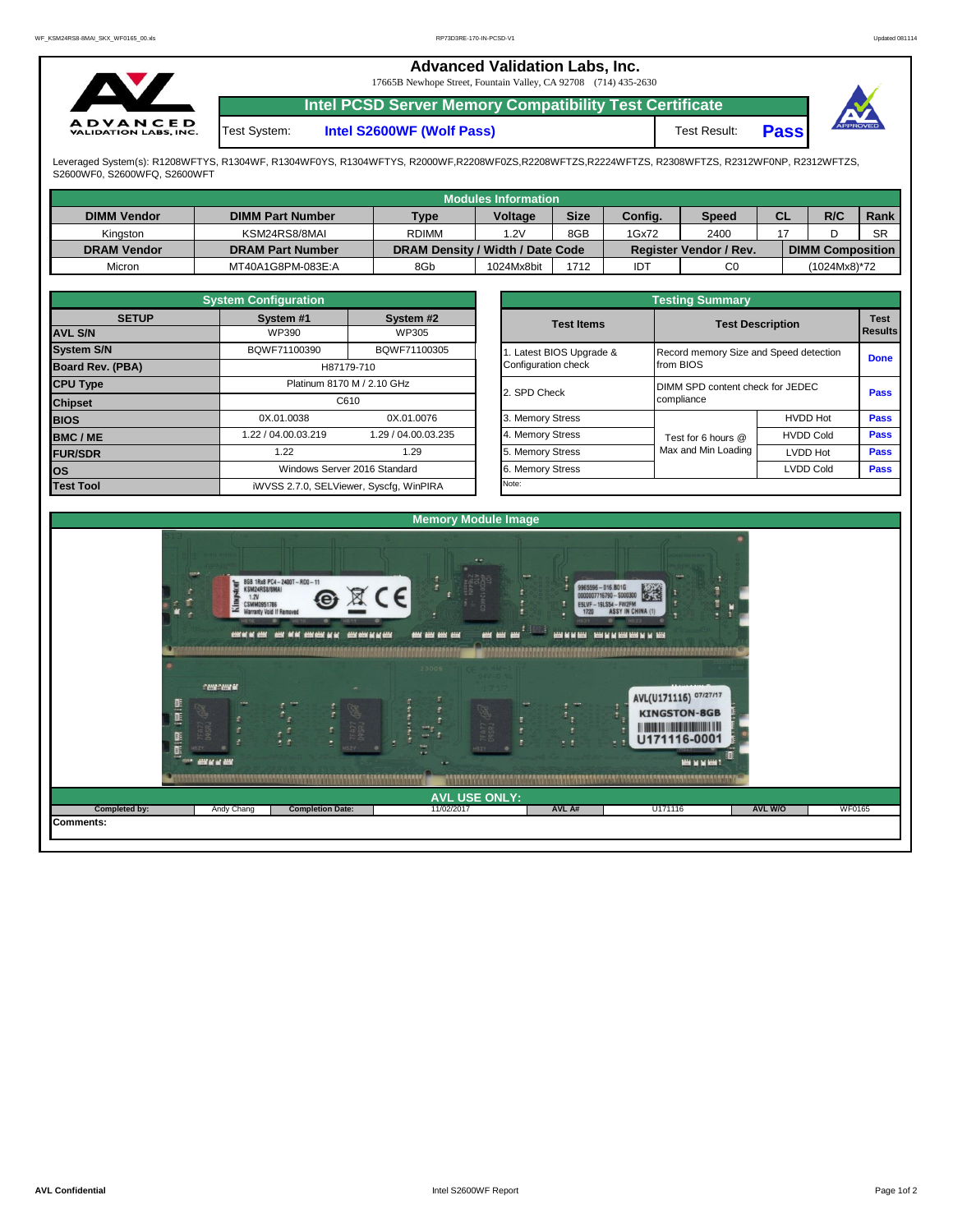# Advanced Validation Labs, Inc.

17665B Newhope Street, Fountain Valley, CA 92708 (714) 435-2630

## Intel PCSD Server Memory Compatibility Test Certificate

Test System: **Intel S2600WF (Wolf Pass)**    Test Result: **Pass**

Leveraged System(s): R1208WFTYS, R1304WF, R1304WF0YS, R1304WFTYS, R2000WF,R2208WF0ZS,R2208WFTZS,R2224WFTZS, R2308WFTZS, R2312WF0NP, R2312WFTZS, S2600WF0, S2600WFQ, S2600WFT

### Modules Information

| DIMM Vendor | DIMM Part Number | Type | Voltage | Size | Config. | Speed | CL | R/C | Rank |
|---|---|---|---|---|---|---|---|---|---|
| Kingston | KSM24RS8/8MAI | RDIMM | 1.2V | 8GB | 1Gx72 | 2400 | 17 | D | SR |
| **DRAM Vendor** | **DRAM Part Number** | **DRAM Density / Width / Date Code** | | | **Register Vendor / Rev.** | | **DIMM Composition** | | |
| Micron | MT40A1G8PM-083E:A | 8Gb | 1024Mx8bit | 1712 | IDT | C0 | (1024Mx8)*72 | | |

### System Configuration

| SETUP | System #1 | System #2 |
|---|---|---|
| AVL S/N | WP390 | WP305 |
| System S/N | BQWF71100390 | BQWF71100305 |
| Board Rev. (PBA) | H87179-710 | |
| CPU Type | Platinum 8170 M / 2.10 GHz | |
| Chipset | C610 | |
| BIOS | 0X.01.0038 | 0X.01.0076 |
| BMC / ME | 1.22 / 04.00.03.219 | 1.29 / 04.00.03.235 |
| FUR/SDR | 1.22 | 1.29 |
| OS | Windows Server 2016 Standard | |
| Test Tool | iWVSS 2.7.0, SELViewer, Syscfg, WinPIRA | |

### Testing Summary

| Test Items | Test Description | | Test Results |
|---|---|---|---|
| 1. Latest BIOS Upgrade & Configuration check | Record memory Size and Speed detection from BIOS | | Done |
| 2. SPD Check | DIMM SPD content check for JEDEC compliance | | Pass |
| 3. Memory Stress | Test for 6 hours @ Max and Min Loading | HVDD Hot | Pass |
| 4. Memory Stress | | HVDD Cold | Pass |
| 5. Memory Stress | | LVDD Hot | Pass |
| 6. Memory Stress | | LVDD Cold | Pass |
| Note: | | | |

### Memory Module Image

### AVL USE ONLY:

| Completed by: | Andy Chang | Completion Date: | 11/02/2017 | AVL A# | U171116 | AVL W/O | WF0165 |
|---|---|---|---|---|---|---|---|

**Comments:**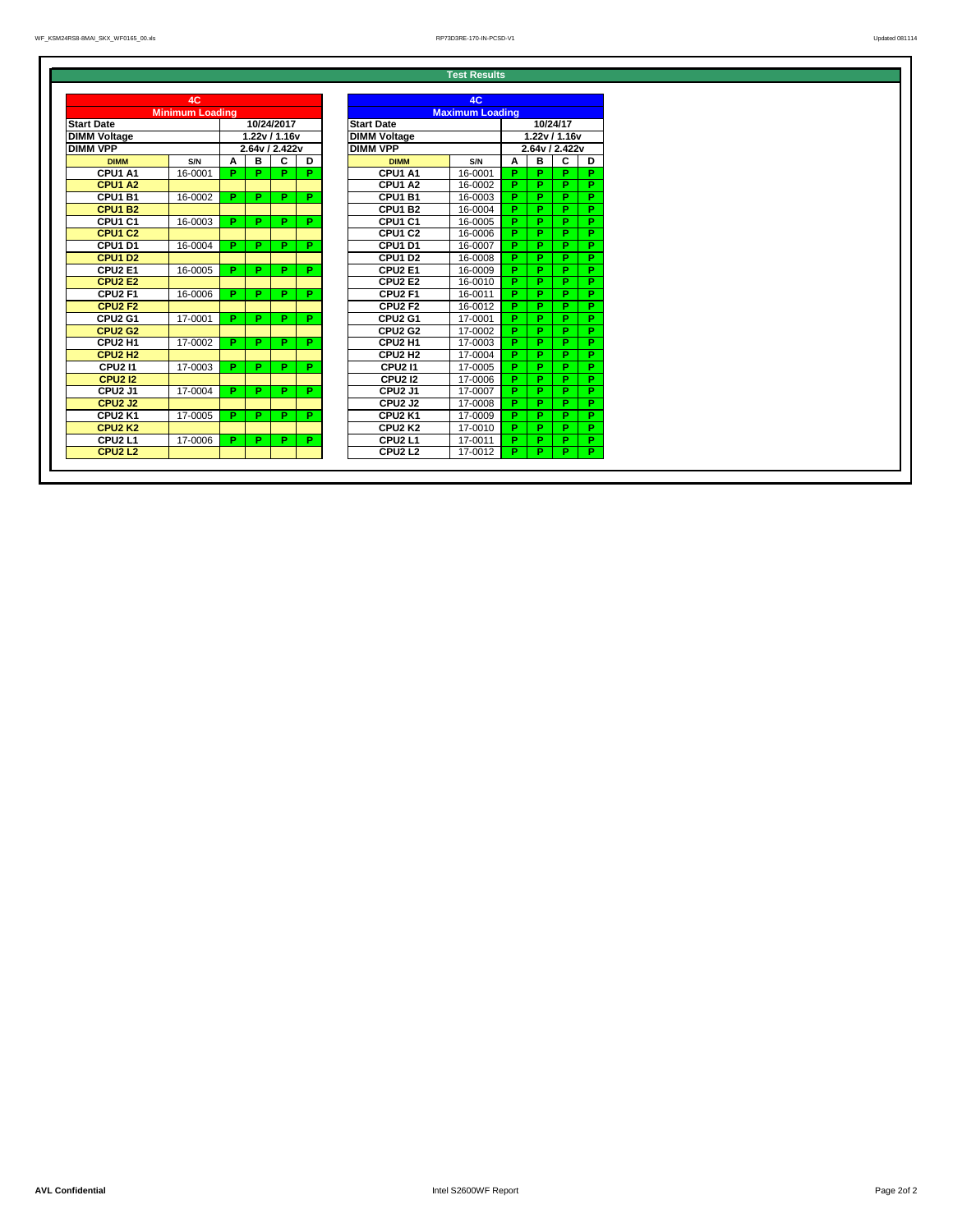## Test Results

| 4C Minimum Loading | | | | | |
|---|---|---|---|---|---|
| **Start Date** | | 10/24/2017 | | | |
| **DIMM Voltage** | | 1.22v / 1.16v | | | |
| **DIMM VPP** | | 2.64v / 2.422v | | | |
| **DIMM** | **S/N** | **A** | **B** | **C** | **D** |
| CPU1 A1 | 16-0001 | P | P | P | P |
| CPU1 A2 | | | | | |
| CPU1 B1 | 16-0002 | P | P | P | P |
| CPU1 B2 | | | | | |
| CPU1 C1 | 16-0003 | P | P | P | P |
| CPU1 C2 | | | | | |
| CPU1 D1 | 16-0004 | P | P | P | P |
| CPU1 D2 | | | | | |
| CPU2 E1 | 16-0005 | P | P | P | P |
| CPU2 E2 | | | | | |
| CPU2 F1 | 16-0006 | P | P | P | P |
| CPU2 F2 | | | | | |
| CPU2 G1 | 17-0001 | P | P | P | P |
| CPU2 G2 | | | | | |
| CPU2 H1 | 17-0002 | P | P | P | P |
| CPU2 H2 | | | | | |
| CPU2 I1 | 17-0003 | P | P | P | P |
| CPU2 I2 | | | | | |
| CPU2 J1 | 17-0004 | P | P | P | P |
| CPU2 J2 | | | | | |
| CPU2 K1 | 17-0005 | P | P | P | P |
| CPU2 K2 | | | | | |
| CPU2 L1 | 17-0006 | P | P | P | P |
| CPU2 L2 | | | | | |

| 4C Maximum Loading | | | | | |
|---|---|---|---|---|---|
| **Start Date** | | 10/24/17 | | | |
| **DIMM Voltage** | | 1.22v / 1.16v | | | |
| **DIMM VPP** | | 2.64v / 2.422v | | | |
| **DIMM** | **S/N** | **A** | **B** | **C** | **D** |
| CPU1 A1 | 16-0001 | P | P | P | P |
| CPU1 A2 | 16-0002 | P | P | P | P |
| CPU1 B1 | 16-0003 | P | P | P | P |
| CPU1 B2 | 16-0004 | P | P | P | P |
| CPU1 C1 | 16-0005 | P | P | P | P |
| CPU1 C2 | 16-0006 | P | P | P | P |
| CPU1 D1 | 16-0007 | P | P | P | P |
| CPU1 D2 | 16-0008 | P | P | P | P |
| CPU2 E1 | 16-0009 | P | P | P | P |
| CPU2 E2 | 16-0010 | P | P | P | P |
| CPU2 F1 | 16-0011 | P | P | P | P |
| CPU2 F2 | 16-0012 | P | P | P | P |
| CPU2 G1 | 17-0001 | P | P | P | P |
| CPU2 G2 | 17-0002 | P | P | P | P |
| CPU2 H1 | 17-0003 | P | P | P | P |
| CPU2 H2 | 17-0004 | P | P | P | P |
| CPU2 I1 | 17-0005 | P | P | P | P |
| CPU2 I2 | 17-0006 | P | P | P | P |
| CPU2 J1 | 17-0007 | P | P | P | P |
| CPU2 J2 | 17-0008 | P | P | P | P |
| CPU2 K1 | 17-0009 | P | P | P | P |
| CPU2 K2 | 17-0010 | P | P | P | P |
| CPU2 L1 | 17-0011 | P | P | P | P |
| CPU2 L2 | 17-0012 | P | P | P | P |